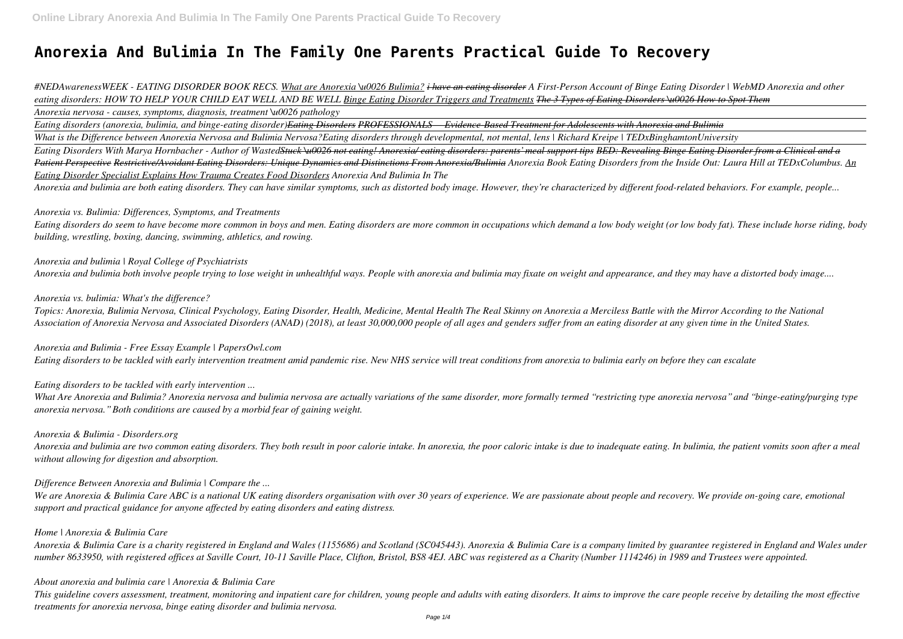# Anorexia And Bulimia In The Family One Parents Practical Guide To Recovery

*#NEDAwarenessWEEK - EATING DISORDER BOOK RECS. What are Anorexia \u0026 Bulimia? ~~i have an eating disorder~~ A First-Person Account of Binge Eating Disorder | WebMD Anorexia and other eating disorders: HOW TO HELP YOUR CHILD EAT WELL AND BE WELL Binge Eating Disorder Triggers and Treatments ~~The 3 Types of Eating Disorders \u0026 How to Spot Them~~*

*Anorexia nervosa - causes, symptoms, diagnosis, treatment \u0026 pathology*

*Eating disorders (anorexia, bulimia, and binge-eating disorder)~~Eating Disorders~~ ~~PROFESSIONALS -- Evidence-Based Treatment for Adolescents with Anorexia and Bulimia~~*

*What is the Difference between Anorexia Nervosa and Bulimia Nervosa?Eating disorders through developmental, not mental, lens | Richard Kreipe | TEDxBinghamtonUniversity*

*Eating Disorders With Marya Hornbacher - Author of Wasted~~Stuck \u0026 not eating! Anorexia/ eating disorders: parents' meal support tips~~ ~~BED: Revealing Binge Eating Disorder from a Clinical and a Patient Perspective~~ ~~Restrictive/Avoidant Eating Disorders: Unique Dynamics and Distinctions From Anorexia/Bulimia~~ Anorexia Book Eating Disorders from the Inside Out: Laura Hill at TEDxColumbus. An Eating Disorder Specialist Explains How Trauma Creates Food Disorders Anorexia And Bulimia In The*

*Anorexia and bulimia are both eating disorders. They can have similar symptoms, such as distorted body image. However, they're characterized by different food-related behaviors. For example, people...*

*Anorexia vs. Bulimia: Differences, Symptoms, and Treatments*

*Eating disorders do seem to have become more common in boys and men. Eating disorders are more common in occupations which demand a low body weight (or low body fat). These include horse riding, body building, wrestling, boxing, dancing, swimming, athletics, and rowing.*

*Anorexia and bulimia | Royal College of Psychiatrists*

*Anorexia and bulimia both involve people trying to lose weight in unhealthful ways. People with anorexia and bulimia may fixate on weight and appearance, and they may have a distorted body image....*

*Anorexia vs. bulimia: What's the difference?*

*Topics: Anorexia, Bulimia Nervosa, Clinical Psychology, Eating Disorder, Health, Medicine, Mental Health The Real Skinny on Anorexia a Merciless Battle with the Mirror According to the National Association of Anorexia Nervosa and Associated Disorders (ANAD) (2018), at least 30,000,000 people of all ages and genders suffer from an eating disorder at any given time in the United States.*

*Anorexia and Bulimia - Free Essay Example | PapersOwl.com*

*Eating disorders to be tackled with early intervention treatment amid pandemic rise. New NHS service will treat conditions from anorexia to bulimia early on before they can escalate*

*Eating disorders to be tackled with early intervention ...*

*What Are Anorexia and Bulimia? Anorexia nervosa and bulimia nervosa are actually variations of the same disorder, more formally termed "restricting type anorexia nervosa" and "binge-eating/purging type anorexia nervosa." Both conditions are caused by a morbid fear of gaining weight.*

*Anorexia & Bulimia - Disorders.org*

*Anorexia and bulimia are two common eating disorders. They both result in poor calorie intake. In anorexia, the poor caloric intake is due to inadequate eating. In bulimia, the patient vomits soon after a meal without allowing for digestion and absorption.*

*Difference Between Anorexia and Bulimia | Compare the ...*

*We are Anorexia & Bulimia Care ABC is a national UK eating disorders organisation with over 30 years of experience. We are passionate about people and recovery. We provide on-going care, emotional support and practical guidance for anyone affected by eating disorders and eating distress.*

*Home | Anorexia & Bulimia Care*

*Anorexia & Bulimia Care is a charity registered in England and Wales (1155686) and Scotland (SC045443). Anorexia & Bulimia Care is a company limited by guarantee registered in England and Wales under number 8633950, with registered offices at Saville Court, 10-11 Saville Place, Clifton, Bristol, BS8 4EJ. ABC was registered as a Charity (Number 1114246) in 1989 and Trustees were appointed.*

*About anorexia and bulimia care | Anorexia & Bulimia Care*

*This guideline covers assessment, treatment, monitoring and inpatient care for children, young people and adults with eating disorders. It aims to improve the care people receive by detailing the most effective treatments for anorexia nervosa, binge eating disorder and bulimia nervosa.*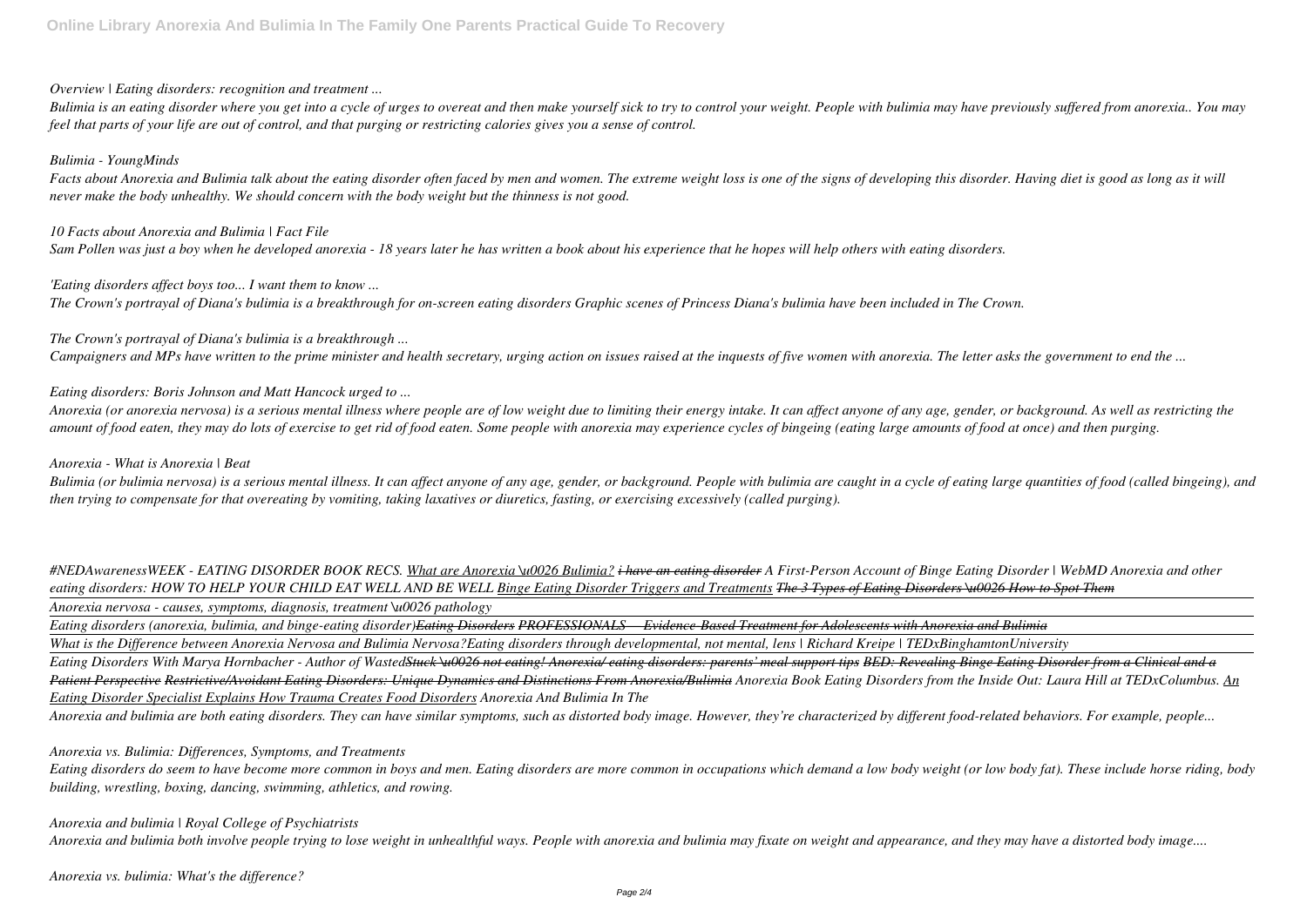*Overview | Eating disorders: recognition and treatment ...*

*Bulimia is an eating disorder where you get into a cycle of urges to overeat and then make yourself sick to try to control your weight. People with bulimia may have previously suffered from anorexia.. You may feel that parts of your life are out of control, and that purging or restricting calories gives you a sense of control.*

*Bulimia - YoungMinds*

*Facts about Anorexia and Bulimia talk about the eating disorder often faced by men and women. The extreme weight loss is one of the signs of developing this disorder. Having diet is good as long as it will never make the body unhealthy. We should concern with the body weight but the thinness is not good.*

*10 Facts about Anorexia and Bulimia | Fact File*

*Sam Pollen was just a boy when he developed anorexia - 18 years later he has written a book about his experience that he hopes will help others with eating disorders.*

*'Eating disorders affect boys too... I want them to know ...*

*The Crown's portrayal of Diana's bulimia is a breakthrough for on-screen eating disorders Graphic scenes of Princess Diana's bulimia have been included in The Crown.*

*The Crown's portrayal of Diana's bulimia is a breakthrough ...*

*Campaigners and MPs have written to the prime minister and health secretary, urging action on issues raised at the inquests of five women with anorexia. The letter asks the government to end the ...*

*Eating disorders: Boris Johnson and Matt Hancock urged to ...*

*Anorexia (or anorexia nervosa) is a serious mental illness where people are of low weight due to limiting their energy intake. It can affect anyone of any age, gender, or background. As well as restricting the amount of food eaten, they may do lots of exercise to get rid of food eaten. Some people with anorexia may experience cycles of bingeing (eating large amounts of food at once) and then purging.*

*Anorexia - What is Anorexia | Beat*

*Bulimia (or bulimia nervosa) is a serious mental illness. It can affect anyone of any age, gender, or background. People with bulimia are caught in a cycle of eating large quantities of food (called bingeing), and then trying to compensate for that overeating by vomiting, taking laxatives or diuretics, fasting, or exercising excessively (called purging).*

*#NEDAwarenessWEEK - EATING DISORDER BOOK RECS. What are Anorexia \u0026 Bulimia? ~~i have an eating disorder~~ A First-Person Account of Binge Eating Disorder | WebMD Anorexia and other eating disorders: HOW TO HELP YOUR CHILD EAT WELL AND BE WELL Binge Eating Disorder Triggers and Treatments ~~The 3 Types of Eating Disorders \u0026 How to Spot Them~~ Anorexia nervosa - causes, symptoms, diagnosis, treatment \u0026 pathology*

*Eating disorders (anorexia, bulimia, and binge-eating disorder)~~Eating Disorders PROFESSIONALS — Evidence-Based Treatment for Adolescents with Anorexia and Bulimia~~*

*What is the Difference between Anorexia Nervosa and Bulimia Nervosa?Eating disorders through developmental, not mental, lens | Richard Kreipe | TEDxBinghamtonUniversity*

*Eating Disorders With Marya Hornbacher - Author of Wasted~~Stuck \u0026 not eating! Anorexia/ eating disorders: parents' meal support tips~~ ~~BED: Revealing Binge Eating Disorder from a Clinical and a Patient Perspective~~ ~~Restrictive/Avoidant Eating Disorders: Unique Dynamics and Distinctions From Anorexia/Bulimia~~ Anorexia Book Eating Disorders from the Inside Out: Laura Hill at TEDxColumbus. An Eating Disorder Specialist Explains How Trauma Creates Food Disorders Anorexia And Bulimia In The*

*Anorexia and bulimia are both eating disorders. They can have similar symptoms, such as distorted body image. However, they're characterized by different food-related behaviors. For example, people...*

*Anorexia vs. Bulimia: Differences, Symptoms, and Treatments*

*Eating disorders do seem to have become more common in boys and men. Eating disorders are more common in occupations which demand a low body weight (or low body fat). These include horse riding, body building, wrestling, boxing, dancing, swimming, athletics, and rowing.*

*Anorexia and bulimia | Royal College of Psychiatrists*

*Anorexia and bulimia both involve people trying to lose weight in unhealthful ways. People with anorexia and bulimia may fixate on weight and appearance, and they may have a distorted body image....*

*Anorexia vs. bulimia: What's the difference?*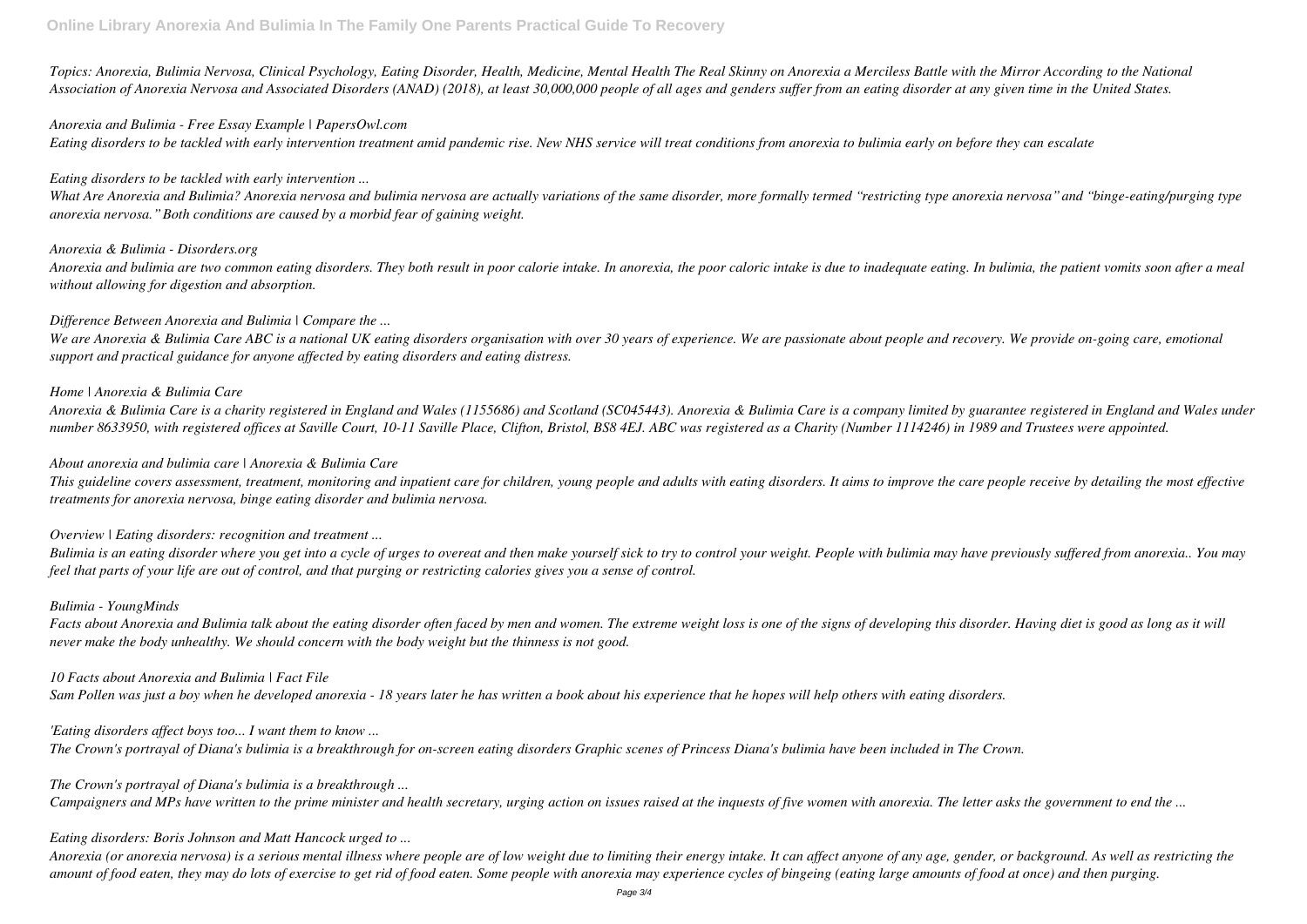*Topics: Anorexia, Bulimia Nervosa, Clinical Psychology, Eating Disorder, Health, Medicine, Mental Health The Real Skinny on Anorexia a Merciless Battle with the Mirror According to the National Association of Anorexia Nervosa and Associated Disorders (ANAD) (2018), at least 30,000,000 people of all ages and genders suffer from an eating disorder at any given time in the United States.*

*Anorexia and Bulimia - Free Essay Example | PapersOwl.com*

*Eating disorders to be tackled with early intervention treatment amid pandemic rise. New NHS service will treat conditions from anorexia to bulimia early on before they can escalate*

*Eating disorders to be tackled with early intervention ...*

*What Are Anorexia and Bulimia? Anorexia nervosa and bulimia nervosa are actually variations of the same disorder, more formally termed "restricting type anorexia nervosa" and "binge-eating/purging type anorexia nervosa." Both conditions are caused by a morbid fear of gaining weight.*

*Anorexia & Bulimia - Disorders.org*

*Anorexia and bulimia are two common eating disorders. They both result in poor calorie intake. In anorexia, the poor caloric intake is due to inadequate eating. In bulimia, the patient vomits soon after a meal without allowing for digestion and absorption.*

*Difference Between Anorexia and Bulimia | Compare the ...*

*We are Anorexia & Bulimia Care ABC is a national UK eating disorders organisation with over 30 years of experience. We are passionate about people and recovery. We provide on-going care, emotional support and practical guidance for anyone affected by eating disorders and eating distress.*

*Home | Anorexia & Bulimia Care*

*Anorexia & Bulimia Care is a charity registered in England and Wales (1155686) and Scotland (SC045443). Anorexia & Bulimia Care is a company limited by guarantee registered in England and Wales under number 8633950, with registered offices at Saville Court, 10-11 Saville Place, Clifton, Bristol, BS8 4EJ. ABC was registered as a Charity (Number 1114246) in 1989 and Trustees were appointed.*

*About anorexia and bulimia care | Anorexia & Bulimia Care*

*This guideline covers assessment, treatment, monitoring and inpatient care for children, young people and adults with eating disorders. It aims to improve the care people receive by detailing the most effective treatments for anorexia nervosa, binge eating disorder and bulimia nervosa.*

*Overview | Eating disorders: recognition and treatment ...*

*Bulimia is an eating disorder where you get into a cycle of urges to overeat and then make yourself sick to try to control your weight. People with bulimia may have previously suffered from anorexia.. You may feel that parts of your life are out of control, and that purging or restricting calories gives you a sense of control.*

*Bulimia - YoungMinds*

*Facts about Anorexia and Bulimia talk about the eating disorder often faced by men and women. The extreme weight loss is one of the signs of developing this disorder. Having diet is good as long as it will never make the body unhealthy. We should concern with the body weight but the thinness is not good.*

*10 Facts about Anorexia and Bulimia | Fact File*

*Sam Pollen was just a boy when he developed anorexia - 18 years later he has written a book about his experience that he hopes will help others with eating disorders.*

*'Eating disorders affect boys too... I want them to know ...*

*The Crown's portrayal of Diana's bulimia is a breakthrough for on-screen eating disorders Graphic scenes of Princess Diana's bulimia have been included in The Crown.*

*The Crown's portrayal of Diana's bulimia is a breakthrough ...*

*Campaigners and MPs have written to the prime minister and health secretary, urging action on issues raised at the inquests of five women with anorexia. The letter asks the government to end the ...*

*Eating disorders: Boris Johnson and Matt Hancock urged to ...*

*Anorexia (or anorexia nervosa) is a serious mental illness where people are of low weight due to limiting their energy intake. It can affect anyone of any age, gender, or background. As well as restricting the amount of food eaten, they may do lots of exercise to get rid of food eaten. Some people with anorexia may experience cycles of bingeing (eating large amounts of food at once) and then purging.*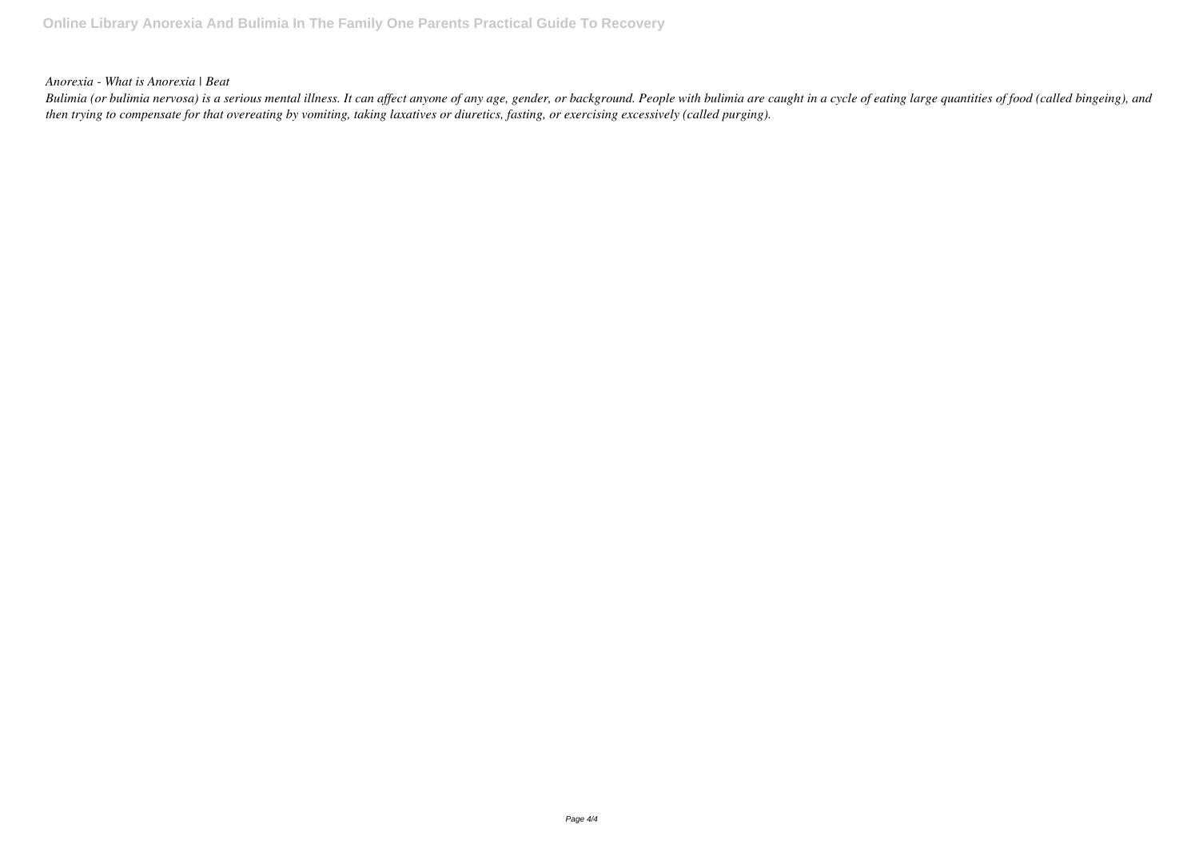*Anorexia - What is Anorexia | Beat*

*Bulimia (or bulimia nervosa) is a serious mental illness. It can affect anyone of any age, gender, or background. People with bulimia are caught in a cycle of eating large quantities of food (called bingeing), and then trying to compensate for that overeating by vomiting, taking laxatives or diuretics, fasting, or exercising excessively (called purging).*